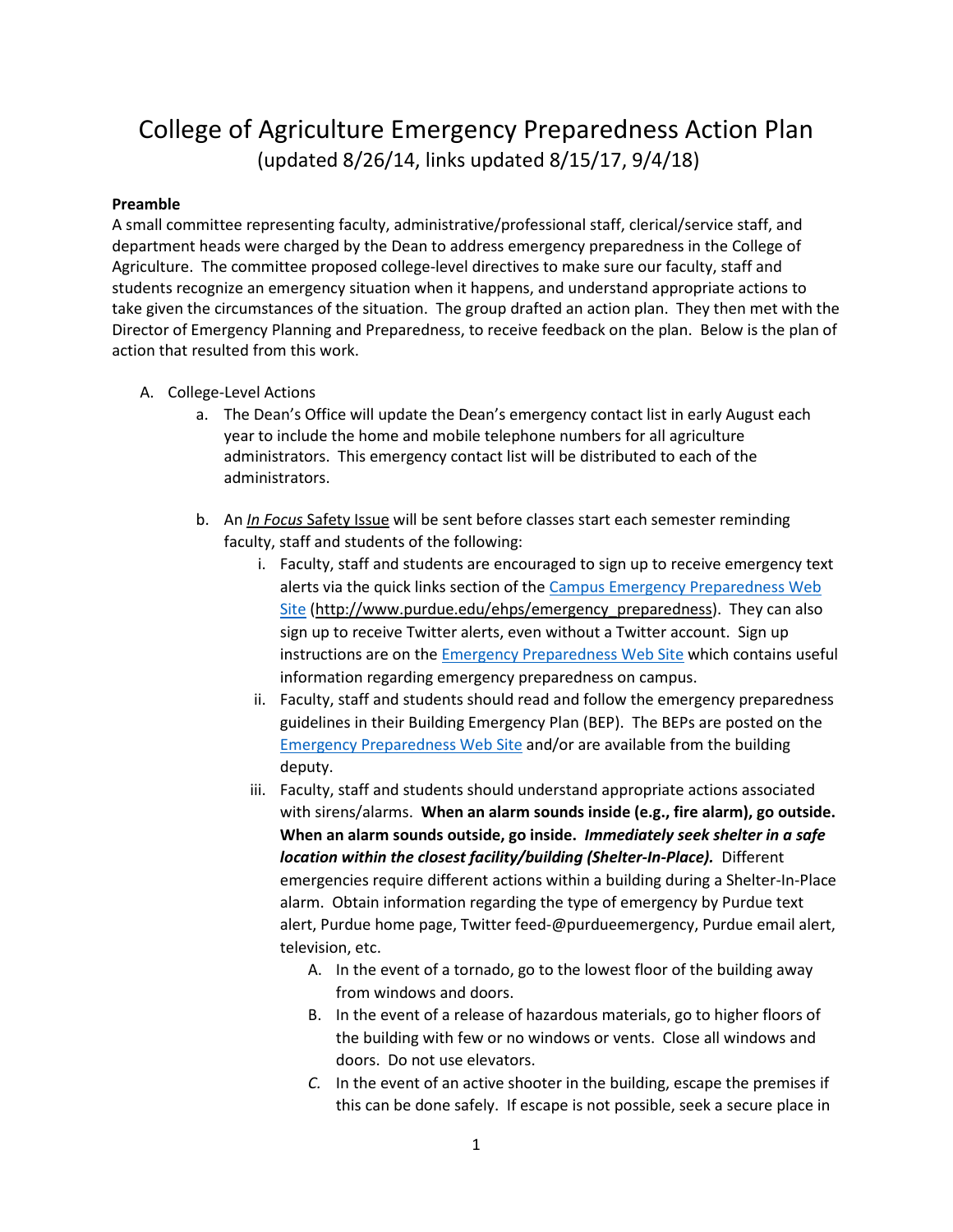# College of Agriculture Emergency Preparedness Action Plan

(updated 8/26/14, links updated 8/15/17, 9/4/18)

**Preamble**

A small committee representing faculty, administrative/professional staff, clerical/service staff, and department heads were charged by the Dean to address emergency preparedness in the College of Agriculture. The committee proposed college-level directives to make sure our faculty, staff and students recognize an emergency situation when it happens, and understand appropriate actions to take given the circumstances of the situation. The group drafted an action plan. They then met with the Director of Emergency Planning and Preparedness, to receive feedback on the plan. Below is the plan of action that resulted from this work.

A. College-Level Actions

  a. The Dean's Office will update the Dean's emergency contact list in early August each year to include the home and mobile telephone numbers for all agriculture administrators. This emergency contact list will be distributed to each of the administrators.

  b. An *In Focus* Safety Issue will be sent before classes start each semester reminding faculty, staff and students of the following:

    i. Faculty, staff and students are encouraged to sign up to receive emergency text alerts via the quick links section of the Campus Emergency Preparedness Web Site (http://www.purdue.edu/ehps/emergency_preparedness). They can also sign up to receive Twitter alerts, even without a Twitter account. Sign up instructions are on the Emergency Preparedness Web Site which contains useful information regarding emergency preparedness on campus.

    ii. Faculty, staff and students should read and follow the emergency preparedness guidelines in their Building Emergency Plan (BEP). The BEPs are posted on the Emergency Preparedness Web Site and/or are available from the building deputy.

    iii. Faculty, staff and students should understand appropriate actions associated with sirens/alarms. **When an alarm sounds inside (e.g., fire alarm), go outside. When an alarm sounds outside, go inside.** ***Immediately seek shelter in a safe location within the closest facility/building (Shelter-In-Place).*** Different emergencies require different actions within a building during a Shelter-In-Place alarm. Obtain information regarding the type of emergency by Purdue text alert, Purdue home page, Twitter feed-@purdueemergency, Purdue email alert, television, etc.

      A. In the event of a tornado, go to the lowest floor of the building away from windows and doors.

      B. In the event of a release of hazardous materials, go to higher floors of the building with few or no windows or vents. Close all windows and doors. Do not use elevators.

      C. In the event of an active shooter in the building, escape the premises if this can be done safely. If escape is not possible, seek a secure place in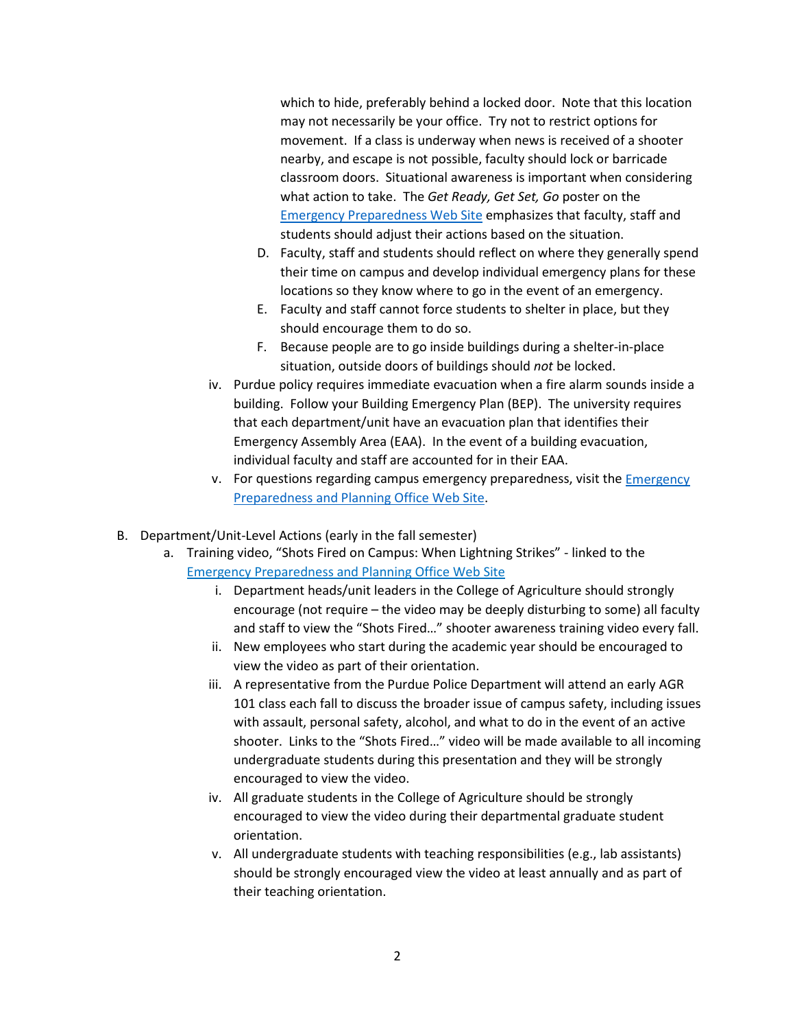which to hide, preferably behind a locked door. Note that this location may not necessarily be your office. Try not to restrict options for movement. If a class is underway when news is received of a shooter nearby, and escape is not possible, faculty should lock or barricade classroom doors. Situational awareness is important when considering what action to take. The *Get Ready, Get Set, Go* poster on the Emergency Preparedness Web Site emphasizes that faculty, staff and students should adjust their actions based on the situation.

   D. Faculty, staff and students should reflect on where they generally spend their time on campus and develop individual emergency plans for these locations so they know where to go in the event of an emergency.
   E. Faculty and staff cannot force students to shelter in place, but they should encourage them to do so.
   F. Because people are to go inside buildings during a shelter-in-place situation, outside doors of buildings should *not* be locked.

iv. Purdue policy requires immediate evacuation when a fire alarm sounds inside a building. Follow your Building Emergency Plan (BEP). The university requires that each department/unit have an evacuation plan that identifies their Emergency Assembly Area (EAA). In the event of a building evacuation, individual faculty and staff are accounted for in their EAA.

v. For questions regarding campus emergency preparedness, visit the Emergency Preparedness and Planning Office Web Site.

B. Department/Unit-Level Actions (early in the fall semester)

   a. Training video, "Shots Fired on Campus: When Lightning Strikes" - linked to the Emergency Preparedness and Planning Office Web Site

      i. Department heads/unit leaders in the College of Agriculture should strongly encourage (not require – the video may be deeply disturbing to some) all faculty and staff to view the "Shots Fired…" shooter awareness training video every fall.
      ii. New employees who start during the academic year should be encouraged to view the video as part of their orientation.
      iii. A representative from the Purdue Police Department will attend an early AGR 101 class each fall to discuss the broader issue of campus safety, including issues with assault, personal safety, alcohol, and what to do in the event of an active shooter. Links to the "Shots Fired…" video will be made available to all incoming undergraduate students during this presentation and they will be strongly encouraged to view the video.
      iv. All graduate students in the College of Agriculture should be strongly encouraged to view the video during their departmental graduate student orientation.
      v. All undergraduate students with teaching responsibilities (e.g., lab assistants) should be strongly encouraged view the video at least annually and as part of their teaching orientation.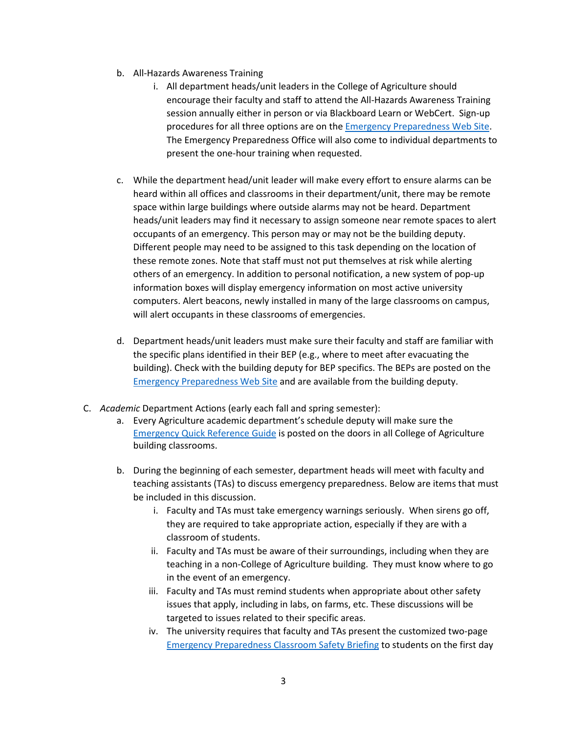b. All-Hazards Awareness Training
    i. All department heads/unit leaders in the College of Agriculture should encourage their faculty and staff to attend the All-Hazards Awareness Training session annually either in person or via Blackboard Learn or WebCert. Sign-up procedures for all three options are on the Emergency Preparedness Web Site. The Emergency Preparedness Office will also come to individual departments to present the one-hour training when requested.

c. While the department head/unit leader will make every effort to ensure alarms can be heard within all offices and classrooms in their department/unit, there may be remote space within large buildings where outside alarms may not be heard. Department heads/unit leaders may find it necessary to assign someone near remote spaces to alert occupants of an emergency. This person may or may not be the building deputy. Different people may need to be assigned to this task depending on the location of these remote zones. Note that staff must not put themselves at risk while alerting others of an emergency. In addition to personal notification, a new system of pop-up information boxes will display emergency information on most active university computers. Alert beacons, newly installed in many of the large classrooms on campus, will alert occupants in these classrooms of emergencies.

d. Department heads/unit leaders must make sure their faculty and staff are familiar with the specific plans identified in their BEP (e.g., where to meet after evacuating the building). Check with the building deputy for BEP specifics. The BEPs are posted on the Emergency Preparedness Web Site and are available from the building deputy.

C. *Academic* Department Actions (early each fall and spring semester):
    a. Every Agriculture academic department's schedule deputy will make sure the Emergency Quick Reference Guide is posted on the doors in all College of Agriculture building classrooms.

    b. During the beginning of each semester, department heads will meet with faculty and teaching assistants (TAs) to discuss emergency preparedness. Below are items that must be included in this discussion.
        i. Faculty and TAs must take emergency warnings seriously. When sirens go off, they are required to take appropriate action, especially if they are with a classroom of students.
        ii. Faculty and TAs must be aware of their surroundings, including when they are teaching in a non-College of Agriculture building. They must know where to go in the event of an emergency.
        iii. Faculty and TAs must remind students when appropriate about other safety issues that apply, including in labs, on farms, etc. These discussions will be targeted to issues related to their specific areas.
        iv. The university requires that faculty and TAs present the customized two-page Emergency Preparedness Classroom Safety Briefing to students on the first day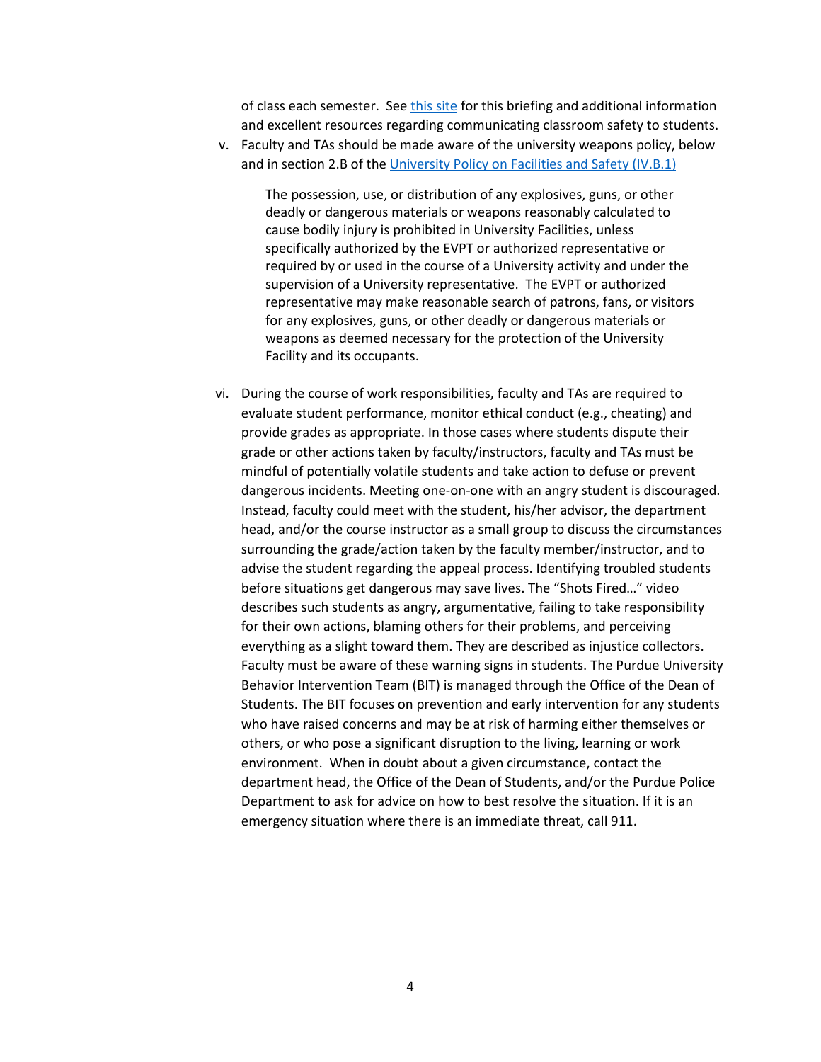of class each semester. See [this site] for this briefing and additional information and excellent resources regarding communicating classroom safety to students.

v. Faculty and TAs should be made aware of the university weapons policy, below and in section 2.B of the [University Policy on Facilities and Safety (IV.B.1)]

> The possession, use, or distribution of any explosives, guns, or other deadly or dangerous materials or weapons reasonably calculated to cause bodily injury is prohibited in University Facilities, unless specifically authorized by the EVPT or authorized representative or required by or used in the course of a University activity and under the supervision of a University representative. The EVPT or authorized representative may make reasonable search of patrons, fans, or visitors for any explosives, guns, or other deadly or dangerous materials or weapons as deemed necessary for the protection of the University Facility and its occupants.

vi. During the course of work responsibilities, faculty and TAs are required to evaluate student performance, monitor ethical conduct (e.g., cheating) and provide grades as appropriate. In those cases where students dispute their grade or other actions taken by faculty/instructors, faculty and TAs must be mindful of potentially volatile students and take action to defuse or prevent dangerous incidents. Meeting one-on-one with an angry student is discouraged. Instead, faculty could meet with the student, his/her advisor, the department head, and/or the course instructor as a small group to discuss the circumstances surrounding the grade/action taken by the faculty member/instructor, and to advise the student regarding the appeal process. Identifying troubled students before situations get dangerous may save lives. The "Shots Fired…" video describes such students as angry, argumentative, failing to take responsibility for their own actions, blaming others for their problems, and perceiving everything as a slight toward them. They are described as injustice collectors. Faculty must be aware of these warning signs in students. The Purdue University Behavior Intervention Team (BIT) is managed through the Office of the Dean of Students. The BIT focuses on prevention and early intervention for any students who have raised concerns and may be at risk of harming either themselves or others, or who pose a significant disruption to the living, learning or work environment. When in doubt about a given circumstance, contact the department head, the Office of the Dean of Students, and/or the Purdue Police Department to ask for advice on how to best resolve the situation. If it is an emergency situation where there is an immediate threat, call 911.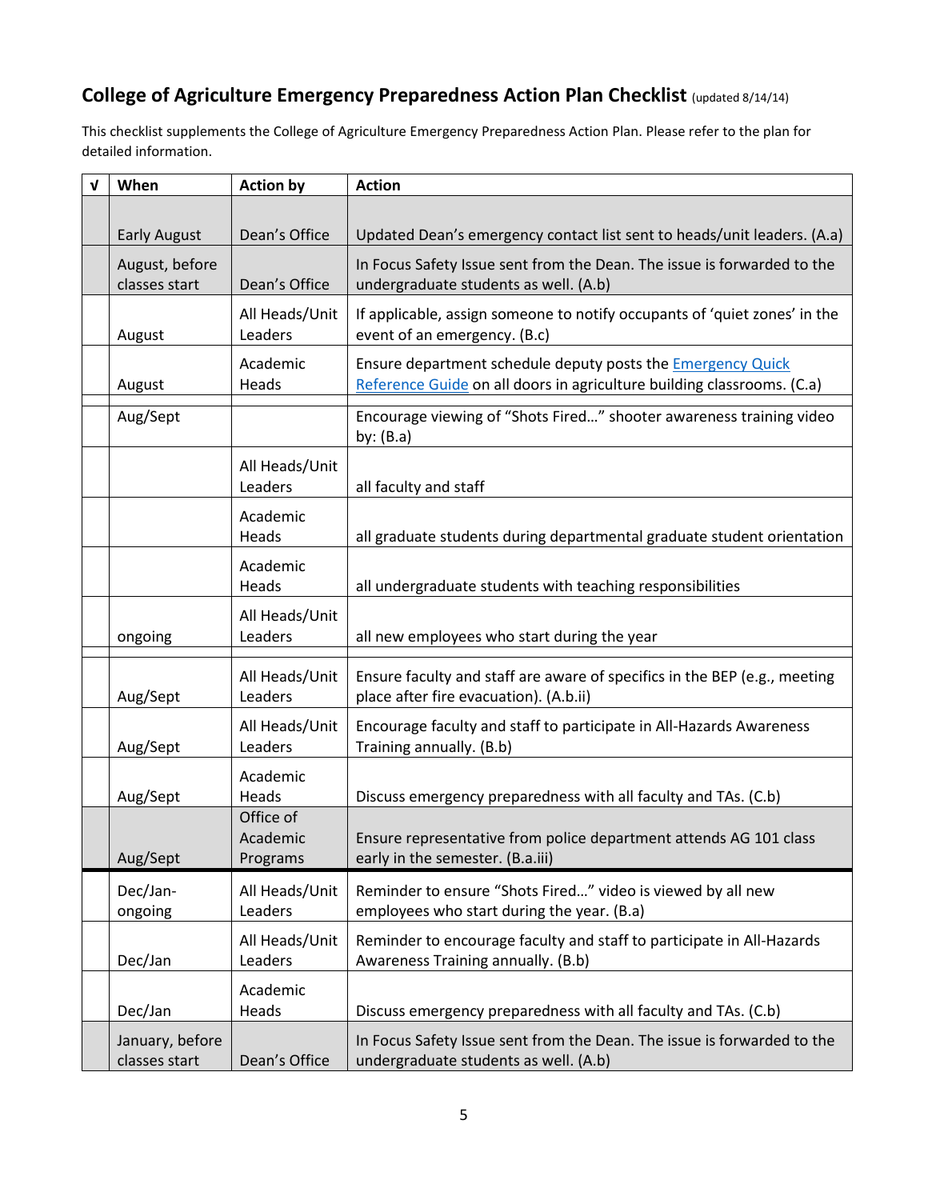## College of Agriculture Emergency Preparedness Action Plan Checklist (updated 8/14/14)

This checklist supplements the College of Agriculture Emergency Preparedness Action Plan. Please refer to the plan for detailed information.

| √ | When | Action by | Action |
|---|---|---|---|
| | Early August | Dean's Office | Updated Dean's emergency contact list sent to heads/unit leaders. (A.a) |
| | August, before classes start | Dean's Office | In Focus Safety Issue sent from the Dean. The issue is forwarded to the undergraduate students as well. (A.b) |
| | August | All Heads/Unit Leaders | If applicable, assign someone to notify occupants of 'quiet zones' in the event of an emergency. (B.c) |
| | August | Academic Heads | Ensure department schedule deputy posts the [Emergency Quick Reference Guide]() on all doors in agriculture building classrooms. (C.a) |
| | Aug/Sept | | Encourage viewing of "Shots Fired…" shooter awareness training video by: (B.a) |
| | | All Heads/Unit Leaders | all faculty and staff |
| | | Academic Heads | all graduate students during departmental graduate student orientation |
| | | Academic Heads | all undergraduate students with teaching responsibilities |
| | ongoing | All Heads/Unit Leaders | all new employees who start during the year |
| | Aug/Sept | All Heads/Unit Leaders | Ensure faculty and staff are aware of specifics in the BEP (e.g., meeting place after fire evacuation). (A.b.ii) |
| | Aug/Sept | All Heads/Unit Leaders | Encourage faculty and staff to participate in All-Hazards Awareness Training annually. (B.b) |
| | Aug/Sept | Academic Heads | Discuss emergency preparedness with all faculty and TAs. (C.b) |
| | Aug/Sept | Office of Academic Programs | Ensure representative from police department attends AG 101 class early in the semester. (B.a.iii) |
| | Dec/Jan-ongoing | All Heads/Unit Leaders | Reminder to ensure "Shots Fired…" video is viewed by all new employees who start during the year. (B.a) |
| | Dec/Jan | All Heads/Unit Leaders | Reminder to encourage faculty and staff to participate in All-Hazards Awareness Training annually. (B.b) |
| | Dec/Jan | Academic Heads | Discuss emergency preparedness with all faculty and TAs. (C.b) |
| | January, before classes start | Dean's Office | In Focus Safety Issue sent from the Dean. The issue is forwarded to the undergraduate students as well. (A.b) |